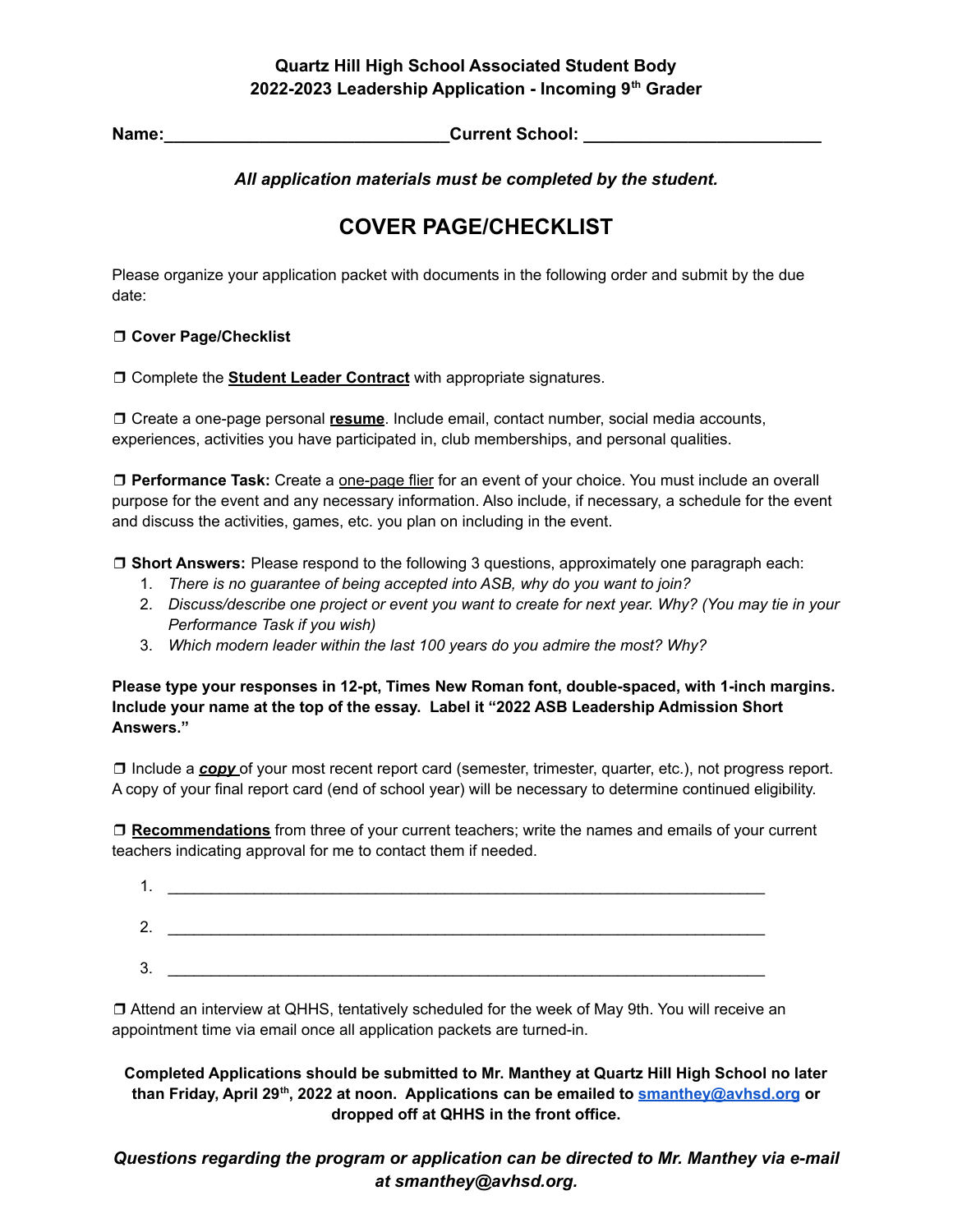**Quartz Hill High School Associated Student Body**
**2022-2023 Leadership Application - Incoming 9th Grader**

**Name:______________________________Current School: _________________________**

***All application materials must be completed by the student.***

## COVER PAGE/CHECKLIST

Please organize your application packet with documents in the following order and submit by the due date:

❒ **Cover Page/Checklist**

❒ Complete the **Student Leader Contract** with appropriate signatures.

❒ Create a one-page personal **resume**. Include email, contact number, social media accounts, experiences, activities you have participated in, club memberships, and personal qualities.

❒ **Performance Task:** Create a one-page flier for an event of your choice. You must include an overall purpose for the event and any necessary information. Also include, if necessary, a schedule for the event and discuss the activities, games, etc. you plan on including in the event.

❒ **Short Answers:** Please respond to the following 3 questions, approximately one paragraph each:

1. *There is no guarantee of being accepted into ASB, why do you want to join?*
2. *Discuss/describe one project or event you want to create for next year. Why? (You may tie in your Performance Task if you wish)*
3. *Which modern leader within the last 100 years do you admire the most? Why?*

**Please type your responses in 12-pt, Times New Roman font, double-spaced, with 1-inch margins. Include your name at the top of the essay. Label it "2022 ASB Leadership Admission Short Answers."**

❒ Include a ***copy*** of your most recent report card (semester, trimester, quarter, etc.), not progress report. A copy of your final report card (end of school year) will be necessary to determine continued eligibility.

❒ **Recommendations** from three of your current teachers; write the names and emails of your current teachers indicating approval for me to contact them if needed.

1. ______________________________________________________________________
2. ______________________________________________________________________
3. ______________________________________________________________________

❒ Attend an interview at QHHS, tentatively scheduled for the week of May 9th. You will receive an appointment time via email once all application packets are turned-in.

**Completed Applications should be submitted to Mr. Manthey at Quartz Hill High School no later than Friday, April 29th, 2022 at noon. Applications can be emailed to smanthey@avhsd.org or dropped off at QHHS in the front office.**

***Questions regarding the program or application can be directed to Mr. Manthey via e-mail at smanthey@avhsd.org.***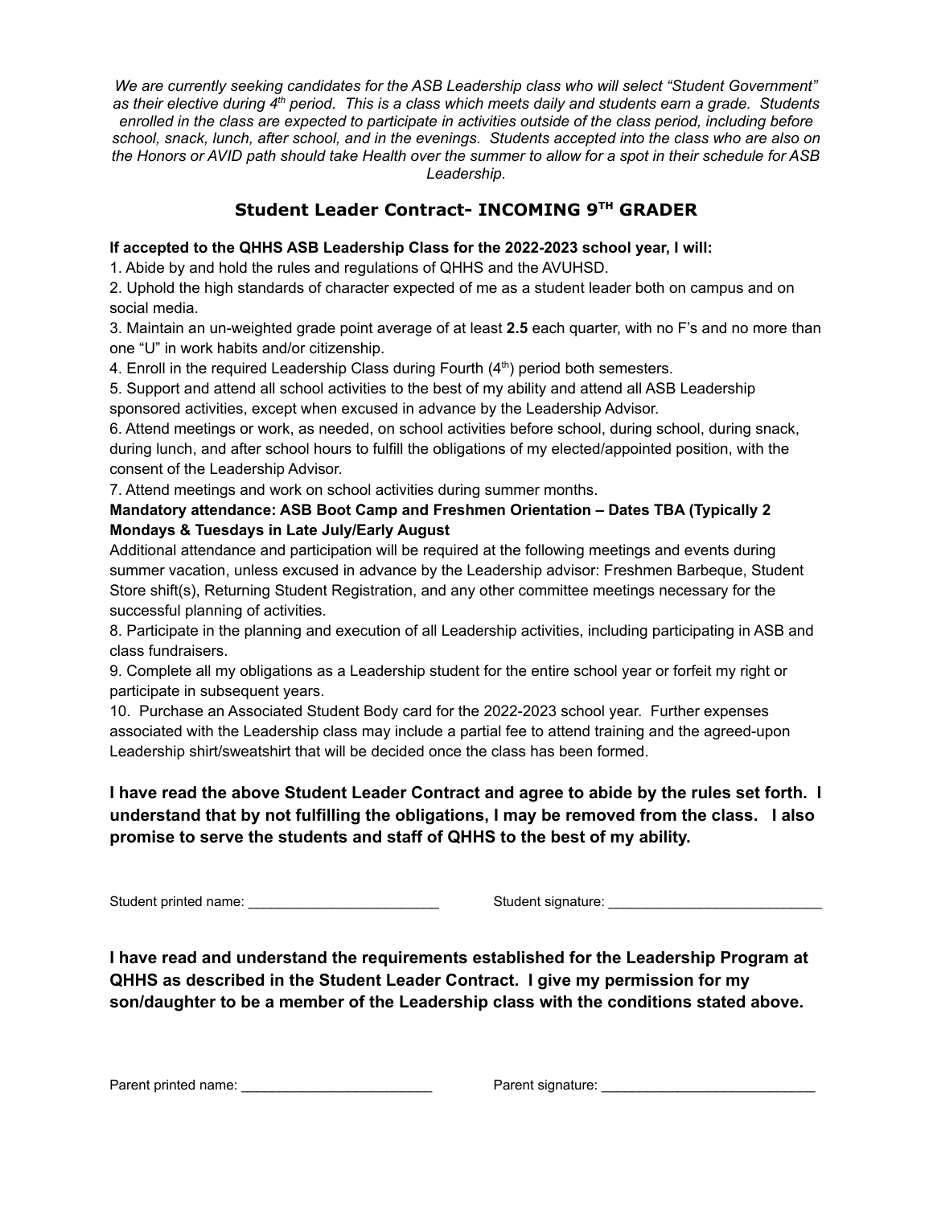*We are currently seeking candidates for the ASB Leadership class who will select "Student Government" as their elective during 4th period. This is a class which meets daily and students earn a grade. Students enrolled in the class are expected to participate in activities outside of the class period, including before school, snack, lunch, after school, and in the evenings. Students accepted into the class who are also on the Honors or AVID path should take Health over the summer to allow for a spot in their schedule for ASB Leadership.*

## Student Leader Contract- INCOMING 9TH GRADER

**If accepted to the QHHS ASB Leadership Class for the 2022-2023 school year, I will:**

1. Abide by and hold the rules and regulations of QHHS and the AVUHSD.
2. Uphold the high standards of character expected of me as a student leader both on campus and on social media.
3. Maintain an un-weighted grade point average of at least **2.5** each quarter, with no F's and no more than one "U" in work habits and/or citizenship.
4. Enroll in the required Leadership Class during Fourth (4th) period both semesters.
5. Support and attend all school activities to the best of my ability and attend all ASB Leadership sponsored activities, except when excused in advance by the Leadership Advisor.
6. Attend meetings or work, as needed, on school activities before school, during school, during snack, during lunch, and after school hours to fulfill the obligations of my elected/appointed position, with the consent of the Leadership Advisor.
7. Attend meetings and work on school activities during summer months.

   **Mandatory attendance: ASB Boot Camp and Freshmen Orientation – Dates TBA (Typically 2 Mondays & Tuesdays in Late July/Early August**

   Additional attendance and participation will be required at the following meetings and events during summer vacation, unless excused in advance by the Leadership advisor: Freshmen Barbeque, Student Store shift(s), Returning Student Registration, and any other committee meetings necessary for the successful planning of activities.
8. Participate in the planning and execution of all Leadership activities, including participating in ASB and class fundraisers.
9. Complete all my obligations as a Leadership student for the entire school year or forfeit my right or participate in subsequent years.
10. Purchase an Associated Student Body card for the 2022-2023 school year. Further expenses associated with the Leadership class may include a partial fee to attend training and the agreed-upon Leadership shirt/sweatshirt that will be decided once the class has been formed.

**I have read the above Student Leader Contract and agree to abide by the rules set forth. I understand that by not fulfilling the obligations, I may be removed from the class. I also promise to serve the students and staff of QHHS to the best of my ability.**

Student printed name: _________________________ Student signature: ____________________________

**I have read and understand the requirements established for the Leadership Program at QHHS as described in the Student Leader Contract. I give my permission for my son/daughter to be a member of the Leadership class with the conditions stated above.**

Parent printed name: _________________________ Parent signature: ____________________________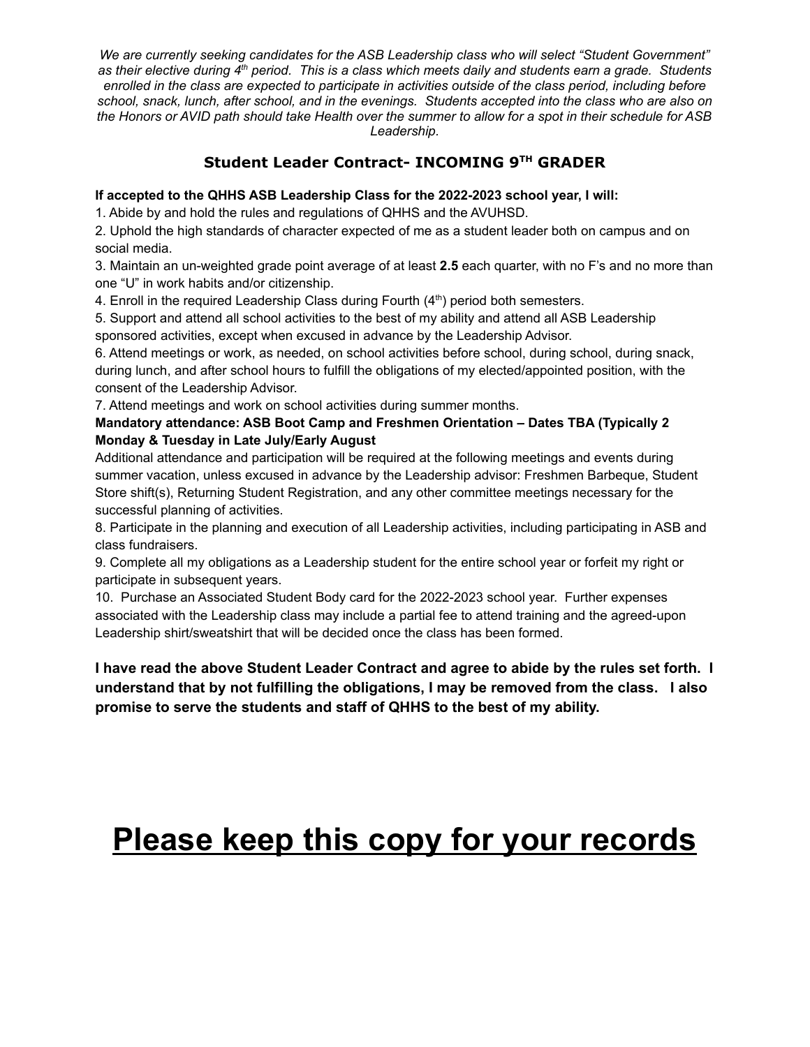*We are currently seeking candidates for the ASB Leadership class who will select "Student Government" as their elective during 4th period. This is a class which meets daily and students earn a grade. Students enrolled in the class are expected to participate in activities outside of the class period, including before school, snack, lunch, after school, and in the evenings. Students accepted into the class who are also on the Honors or AVID path should take Health over the summer to allow for a spot in their schedule for ASB Leadership.*

## Student Leader Contract- INCOMING 9TH GRADER

**If accepted to the QHHS ASB Leadership Class for the 2022-2023 school year, I will:**

1. Abide by and hold the rules and regulations of QHHS and the AVUHSD.
2. Uphold the high standards of character expected of me as a student leader both on campus and on social media.
3. Maintain an un-weighted grade point average of at least **2.5** each quarter, with no F's and no more than one "U" in work habits and/or citizenship.
4. Enroll in the required Leadership Class during Fourth (4th) period both semesters.
5. Support and attend all school activities to the best of my ability and attend all ASB Leadership sponsored activities, except when excused in advance by the Leadership Advisor.
6. Attend meetings or work, as needed, on school activities before school, during school, during snack, during lunch, and after school hours to fulfill the obligations of my elected/appointed position, with the consent of the Leadership Advisor.
7. Attend meetings and work on school activities during summer months.

**Mandatory attendance: ASB Boot Camp and Freshmen Orientation – Dates TBA (Typically 2 Monday & Tuesday in Late July/Early August**

Additional attendance and participation will be required at the following meetings and events during summer vacation, unless excused in advance by the Leadership advisor: Freshmen Barbeque, Student Store shift(s), Returning Student Registration, and any other committee meetings necessary for the successful planning of activities.

8. Participate in the planning and execution of all Leadership activities, including participating in ASB and class fundraisers.
9. Complete all my obligations as a Leadership student for the entire school year or forfeit my right or participate in subsequent years.
10. Purchase an Associated Student Body card for the 2022-2023 school year. Further expenses associated with the Leadership class may include a partial fee to attend training and the agreed-upon Leadership shirt/sweatshirt that will be decided once the class has been formed.

**I have read the above Student Leader Contract and agree to abide by the rules set forth. I understand that by not fulfilling the obligations, I may be removed from the class. I also promise to serve the students and staff of QHHS to the best of my ability.**

# Please keep this copy for your records